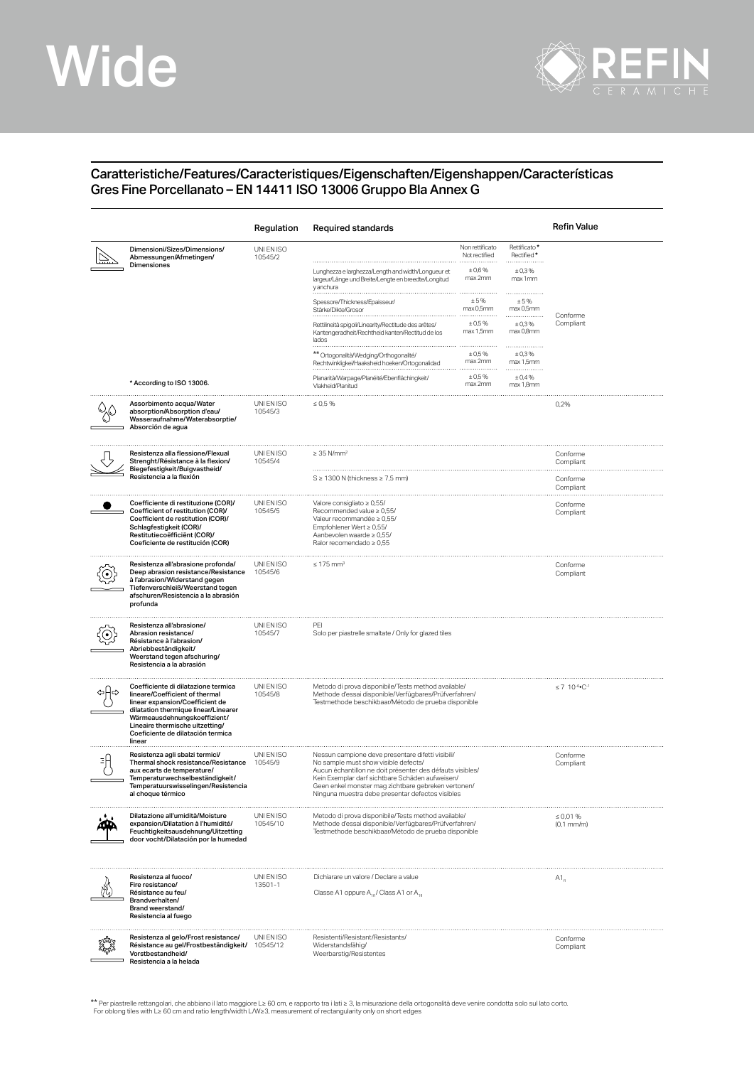# Wide

REFIN CERAMICHE

## Caratteristiche/Features/Caracteristiques/Eigenschaften/Eigenshappen/Características
## Gres Fine Porcellanato – EN 14411 ISO 13006 Gruppo Bla Annex G

| | Regulation | Required standards | Non rettificato / Not rectified | Rettificato* / Rectified* | Refin Value |
|---|---|---|---|---|---|
| Dimensioni/Sizes/Dimensions/ Abmessungen/Afmetingen/ Dimensiones | UNI EN ISO 10545/2 | Lunghezza e larghezza/Length and width/Longueur et largeur/Länge und Breite/Lengte en breedte/Longitud y anchura | ± 0,6 % max 2mm | ± 0,3 % max 1mm | Conforme Compliant |
| | | Spessore/Thickness/Epaisseur/ Stärke/Dikte/Grosor | ± 5 % max 0,5mm | ± 5 % max 0,5mm | |
| | | Rettilineità spigoli/Linearity/Rectitude des arêtes/ Kantengeradheit/Rechtheid kanten/Rectitud de los lados | ± 0,5 % max 1,5mm | ± 0,3 % max 0,8mm | |
| | | ** Ortogonalità/Wedging/Orthogonalité/ Rechtwinkligkeit/Haaksheid hoeken/Ortogonalidad | ± 0,5 % max 2mm | ± 0,3 % max 1,5mm | |
| * According to ISO 13006. | | Planarità/Warpage/Planéité/Ebenflächingkeit/ Vlakheid/Planitud | ± 0,5 % max 2mm | ± 0,4 % max 1,8mm | |
| Assorbimento acqua/Water absorption/Absorption d'eau/ Wasseraufnahme/Waterabsorptie/ Absorción de agua | UNI EN ISO 10545/3 | ≤ 0,5 % | | | 0,2% |
| Resistenza alla flessione/Flexual Strenght/Résistance à la flexion/ Biegefestigkeit/Buigvastheid/ Resistencia a la flexión | UNI EN ISO 10545/4 | ≥ 35 N/mm² | | | Conforme Compliant |
| | | S ≥ 1300 N (thickness ≥ 7,5 mm) | | | Conforme Compliant |
| Coefficiente di restituzione (COR)/ Coefficient of restitution (COR)/ Coefficient de restitution (COR)/ Schlagfestigkeit (COR)/ Restitutiecoëfficiënt (COR)/ Coeficiente de restitución (COR) | UNI EN ISO 10545/5 | Valore consigliato ≥ 0,55/ Recommended value ≥ 0,55/ Valeur recommandée ≥ 0,55/ Empfohlener Wert ≥ 0,55/ Aanbevolen waarde ≥ 0,55/ Ralor recomendado ≥ 0,55 | | | Conforme Compliant |
| Resistenza all'abrasione profonda/ Deep abrasion resistance/Resistance à l'abrasion/Widerstand gegen Tiefenverschleiß/Weerstand tegen afschuren/Resistencia a la abrasión profunda | UNI EN ISO 10545/6 | ≤ 175 mm³ | | | Conforme Compliant |
| Resistenza all'abrasione/ Abrasion resistance/ Résistance à l'abrasion/ Abriebbeständigkeit/ Weerstand tegen afschuring/ Resistencia a la abrasión | UNI EN ISO 10545/7 | PEI Solo per piastrelle smaltate / Only for glazed tiles | | | |
| Coefficiente di dilatazione termica lineare/Coefficient of thermal linear expansion/Coefficient de dilatation thermique linear/Linearer Wärmeausdehnungskoeffizient/ Lineaire thermische uitzetting/ Coeficiente de dilatación termica linear | UNI EN ISO 10545/8 | Metodo di prova disponibile/Tests method available/ Methode d'essai disponible/Verfügbares/Prüfverfahren/ Testmethode beschikbaar/Método de prueba disponible | | | $\leq 7 \ 10^{-6} \bullet C^{-1}$ |
| Resistenza agli sbalzi termici/ Thermal shock resistance/Resistance aux ecarts de temperature/ Temperaturwechselbeständigkeit/ Temperatuurswisselingen/Resistencia al choque térmico | UNI EN ISO 10545/9 | Nessun campione deve presentare difetti visibili/ No sample must show visible defects/ Aucun échantillon ne doit présenter des défauts visibles/ Kein Exemplar darf sichtbare Schäden aufweisen/ Geen enkel monster mag zichtbare gebreken vertonen/ Ninguna muestra debe presentar defectos visibles | | | Conforme Compliant |
| Dilatazione all'umidità/Moisture expansion/Dilatation à l'humidité/ Feuchtigkeitsausdehnung/Uitzetting door vocht/Dilatación por la humedad | UNI EN ISO 10545/10 | Metodo di prova disponibile/Tests method available/ Methode d'essai disponible/Verfügbares/Prüfverfahren/ Testmethode beschikbaar/Método de prueba disponible | | | ≤ 0,01 % (0,1 mm/m) |
| Resistenza al fuoco/ Fire resistance/ Résistance au feu/ Brandverhalten/ Brand weerstand/ Resistencia al fuego | UNI EN ISO 13501-1 | Dichiarare un valore / Declare a value. Classe A1 oppure $A_{1fl}$ / Class A1 or $A_{1fl}$ | | | $A1_{fl}$ |
| Resistenza al gelo/Frost resistance/ Résistance au gel/Frostbeständigkeit/ Vorstbestandheid/ Resistencia a la helada | UNI EN ISO 10545/12 | Resistenti/Resistant/Resistants/ Widerstandsfähig/ Weerbarstig/Resistentes | | | Conforme Compliant |

** Per piastrelle rettangolari, che abbiano il lato maggiore L≥ 60 cm, e rapporto tra i lati ≥ 3, la misurazione della ortogonalità deve venire condotta solo sul lato corto.
For oblong tiles with L≥ 60 cm and ratio length/width L/W≥3, measurement of rectangularity only on short edges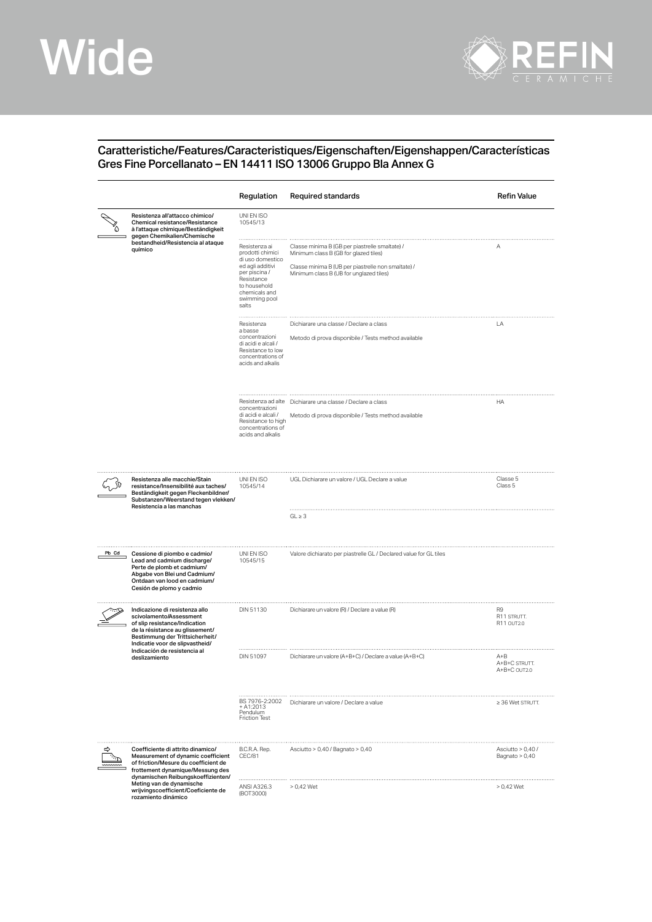# Wide

REFIN CERAMICHE

## Caratteristiche/Features/Caracteristiques/Eigenschaften/Eigenshappen/Características
## Gres Fine Porcellanato – EN 14411 ISO 13006 Gruppo Bla Annex G

| | | Regulation | Required standards | Refin Value |
|---|---|---|---|---|
| | Resistenza all'attacco chimico/Chemical resistance/Resistance à l'attaque chimique/Beständigkeit gegen Chemikalien/Chemische bestandheid/Resistencia al ataque químico | UNI EN ISO 10545/13 | | |
| | | Resistenza ai prodotti chimici di uso domestico ed agli additivi per piscina / Resistance to household chemicals and swimming pool salts | Classe minima B (GB per piastrelle smaltate) / Minimum class B (GB for glazed tiles)<br>Classe minima B (UB per piastrelle non smaltate) / Minimum class B (UB for unglazed tiles) | A |
| | | Resistenza a basse concentrazioni di acidi e alcali / Resistance to low concentrations of acids and alkalis | Dichiarare una classe / Declare a class<br>Metodo di prova disponibile / Tests method available | LA |
| | | Resistenza ad alte concentrazioni di acidi e alcali / Resistance to high concentrations of acids and alkalis | Dichiarare una classe / Declare a class<br>Metodo di prova disponibile / Tests method available | HA |
| | Resistenza alle macchie/Stain resistance/Insensibilité aux taches/Beständigkeit gegen Fleckenbildner/Substanzen/Weerstand tegen vlekken/Resistencia a las manchas | UNI EN ISO 10545/14 | UGL Dichiarare un valore / UGL Declare a value | Classe 5<br>Class 5 |
| | | | GL ≥ 3 | |
| Pb Cd | Cessione di piombo e cadmio/Lead and cadmium discharge/Perte de plomb et cadmium/Abgabe von Blei und Cadmium/Ontdaan van lood en cadmium/Cesión de plomo y cadmio | UNI EN ISO 10545/15 | Valore dichiarato per piastrelle GL / Declared value for GL tiles | |
| | Indicazione di resistenza allo scivolamento/Assessment of slip resistance/Indication de la résistance au glissement/Bestimmung der Trittsicherheit/Indicatie voor de slipvastheid/Indicación de resistencia al deslizamiento | DIN 51130 | Dichiarare un valore (R) / Declare a value (R) | R9<br>R11 STRUTT.<br>R11 OUT2.0 |
| | | DIN 51097 | Dichiarare un valore (A+B+C) / Declare a value (A+B+C) | A+B<br>A+B+C STRUTT.<br>A+B+C OUT2.0 |
| | | BS 7976-2:2002 + A1:2013 Pendulum Friction Test | Dichiarare un valore / Declare a value | ≥ 36 Wet STRUTT. |
| | Coefficiente di attrito dinamico/Measurement of dynamic coefficient of friction/Mesure du coefficient de frottement dynamique/Messung des dynamischen Reibungskoeffizienten/Meting van de dynamische wrijvingscoefficient/Coeficiente de rozamiento dinámico | B.C.R.A. Rep. CEC/81 | Asciutto > 0,40 / Bagnato > 0,40 | Asciutto > 0,40 /<br>Bagnato > 0,40 |
| | | ANSI A326.3 (BOT3000) | > 0,42 Wet | > 0,42 Wet |